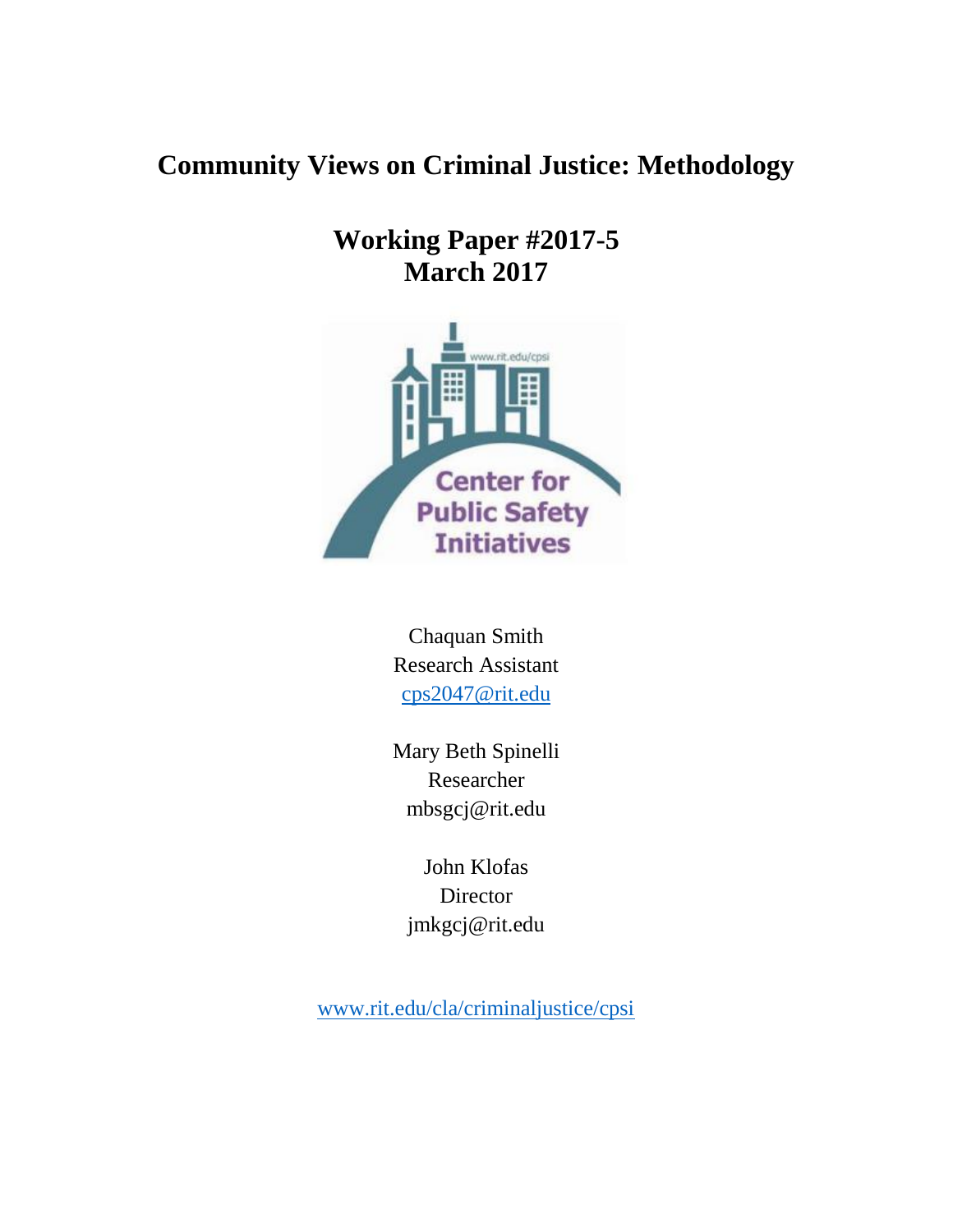# Community Views on Criminal Justice: Methodology

## Working Paper #2017-5
## March 2017

Chaquan Smith
Research Assistant
cps2047@rit.edu

Mary Beth Spinelli
Researcher
mbsgcj@rit.edu

John Klofas
Director
jmkgcj@rit.edu

www.rit.edu/cla/criminaljustice/cpsi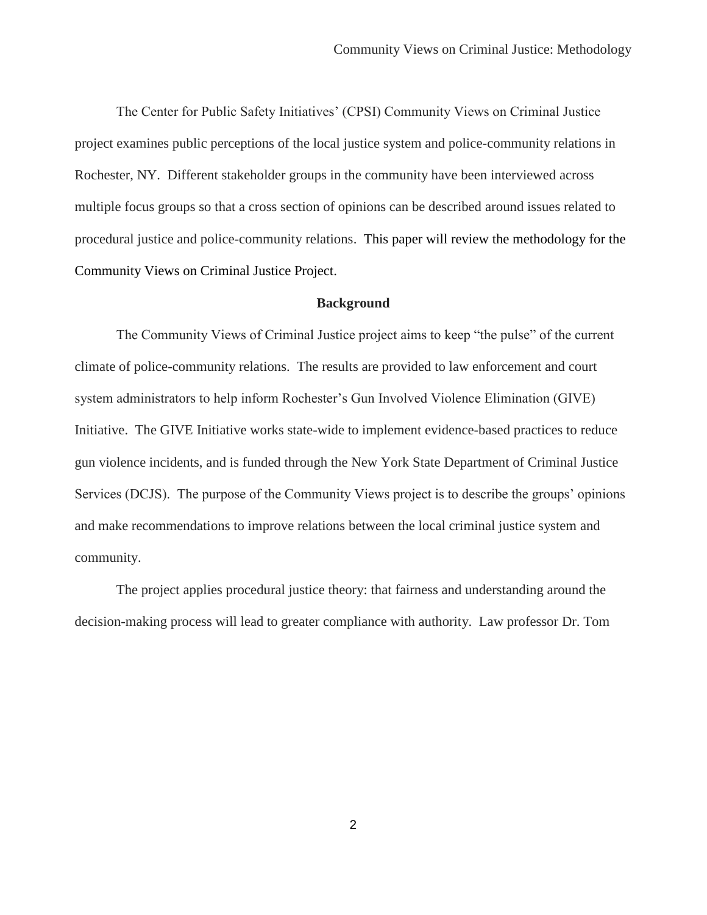The Center for Public Safety Initiatives' (CPSI) Community Views on Criminal Justice project examines public perceptions of the local justice system and police-community relations in Rochester, NY. Different stakeholder groups in the community have been interviewed across multiple focus groups so that a cross section of opinions can be described around issues related to procedural justice and police-community relations. This paper will review the methodology for the Community Views on Criminal Justice Project.

## Background

The Community Views of Criminal Justice project aims to keep "the pulse" of the current climate of police-community relations. The results are provided to law enforcement and court system administrators to help inform Rochester's Gun Involved Violence Elimination (GIVE) Initiative. The GIVE Initiative works state-wide to implement evidence-based practices to reduce gun violence incidents, and is funded through the New York State Department of Criminal Justice Services (DCJS). The purpose of the Community Views project is to describe the groups' opinions and make recommendations to improve relations between the local criminal justice system and community.

The project applies procedural justice theory: that fairness and understanding around the decision-making process will lead to greater compliance with authority. Law professor Dr. Tom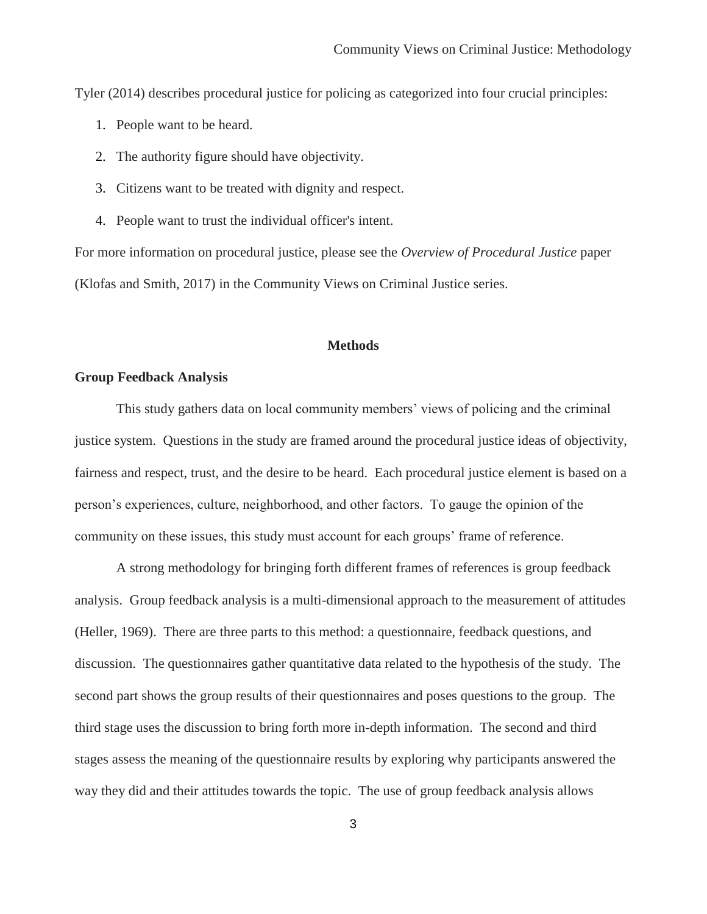Tyler (2014) describes procedural justice for policing as categorized into four crucial principles:

1. People want to be heard.
2. The authority figure should have objectivity.
3. Citizens want to be treated with dignity and respect.
4. People want to trust the individual officer's intent.

For more information on procedural justice, please see the *Overview of Procedural Justice* paper (Klofas and Smith, 2017) in the Community Views on Criminal Justice series.

## Methods

### Group Feedback Analysis

This study gathers data on local community members' views of policing and the criminal justice system. Questions in the study are framed around the procedural justice ideas of objectivity, fairness and respect, trust, and the desire to be heard. Each procedural justice element is based on a person's experiences, culture, neighborhood, and other factors. To gauge the opinion of the community on these issues, this study must account for each groups' frame of reference.

A strong methodology for bringing forth different frames of references is group feedback analysis. Group feedback analysis is a multi-dimensional approach to the measurement of attitudes (Heller, 1969). There are three parts to this method: a questionnaire, feedback questions, and discussion. The questionnaires gather quantitative data related to the hypothesis of the study. The second part shows the group results of their questionnaires and poses questions to the group. The third stage uses the discussion to bring forth more in-depth information. The second and third stages assess the meaning of the questionnaire results by exploring why participants answered the way they did and their attitudes towards the topic. The use of group feedback analysis allows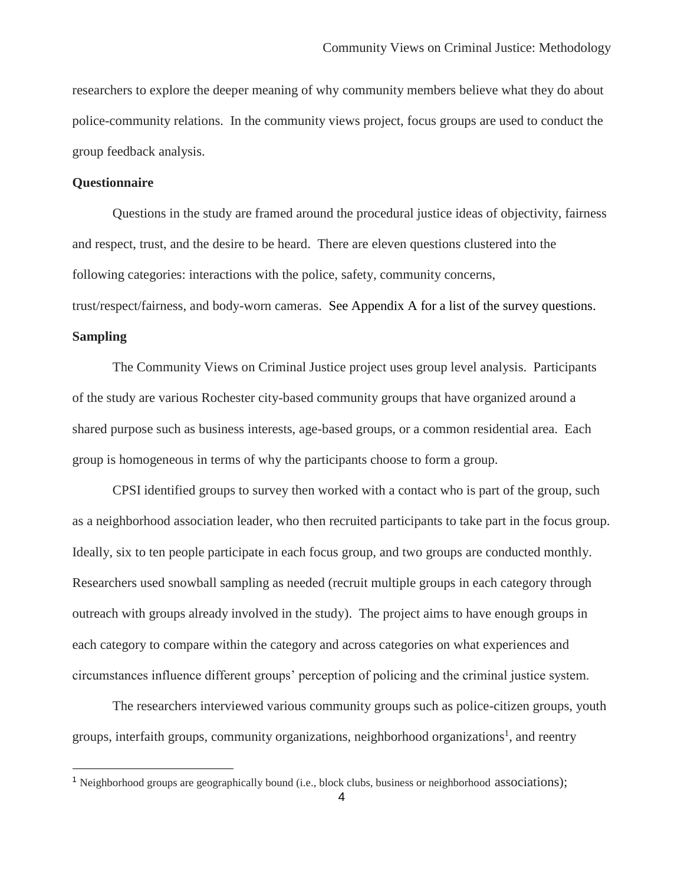researchers to explore the deeper meaning of why community members believe what they do about police-community relations. In the community views project, focus groups are used to conduct the group feedback analysis.

**Questionnaire**

Questions in the study are framed around the procedural justice ideas of objectivity, fairness and respect, trust, and the desire to be heard. There are eleven questions clustered into the following categories: interactions with the police, safety, community concerns, trust/respect/fairness, and body-worn cameras. See Appendix A for a list of the survey questions.

**Sampling**

The Community Views on Criminal Justice project uses group level analysis. Participants of the study are various Rochester city-based community groups that have organized around a shared purpose such as business interests, age-based groups, or a common residential area. Each group is homogeneous in terms of why the participants choose to form a group.

CPSI identified groups to survey then worked with a contact who is part of the group, such as a neighborhood association leader, who then recruited participants to take part in the focus group. Ideally, six to ten people participate in each focus group, and two groups are conducted monthly. Researchers used snowball sampling as needed (recruit multiple groups in each category through outreach with groups already involved in the study). The project aims to have enough groups in each category to compare within the category and across categories on what experiences and circumstances influence different groups' perception of policing and the criminal justice system.

The researchers interviewed various community groups such as police-citizen groups, youth groups, interfaith groups, community organizations, neighborhood organizations[1], and reentry

---

[1] Neighborhood groups are geographically bound (i.e., block clubs, business or neighborhood associations);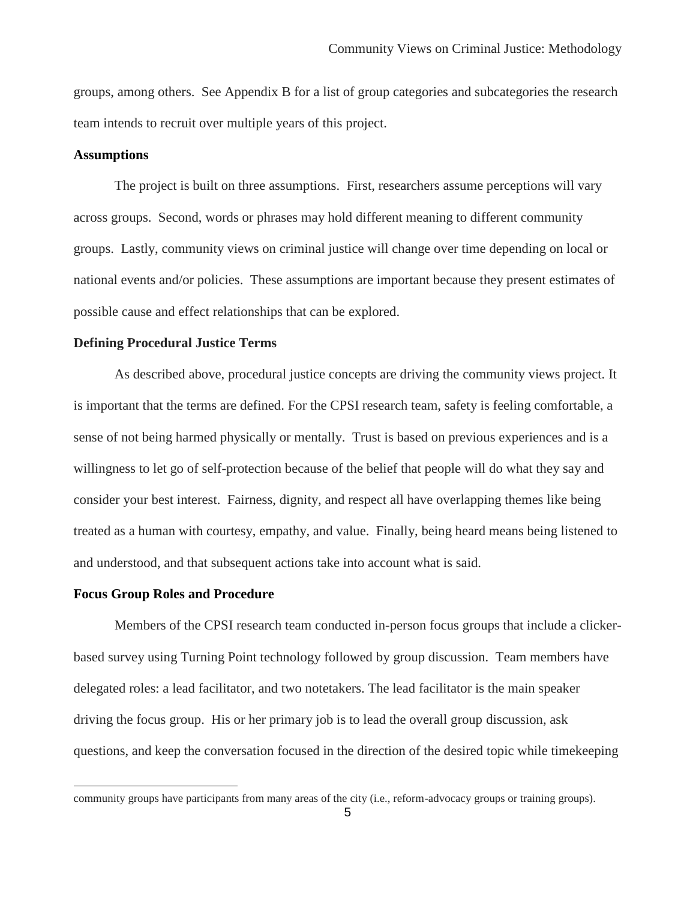groups, among others. See Appendix B for a list of group categories and subcategories the research team intends to recruit over multiple years of this project.

**Assumptions**

The project is built on three assumptions. First, researchers assume perceptions will vary across groups. Second, words or phrases may hold different meaning to different community groups. Lastly, community views on criminal justice will change over time depending on local or national events and/or policies. These assumptions are important because they present estimates of possible cause and effect relationships that can be explored.

**Defining Procedural Justice Terms**

As described above, procedural justice concepts are driving the community views project. It is important that the terms are defined. For the CPSI research team, safety is feeling comfortable, a sense of not being harmed physically or mentally. Trust is based on previous experiences and is a willingness to let go of self-protection because of the belief that people will do what they say and consider your best interest. Fairness, dignity, and respect all have overlapping themes like being treated as a human with courtesy, empathy, and value. Finally, being heard means being listened to and understood, and that subsequent actions take into account what is said.

**Focus Group Roles and Procedure**

Members of the CPSI research team conducted in-person focus groups that include a clicker-based survey using Turning Point technology followed by group discussion. Team members have delegated roles: a lead facilitator, and two notetakers. The lead facilitator is the main speaker driving the focus group. His or her primary job is to lead the overall group discussion, ask questions, and keep the conversation focused in the direction of the desired topic while timekeeping

---

community groups have participants from many areas of the city (i.e., reform-advocacy groups or training groups).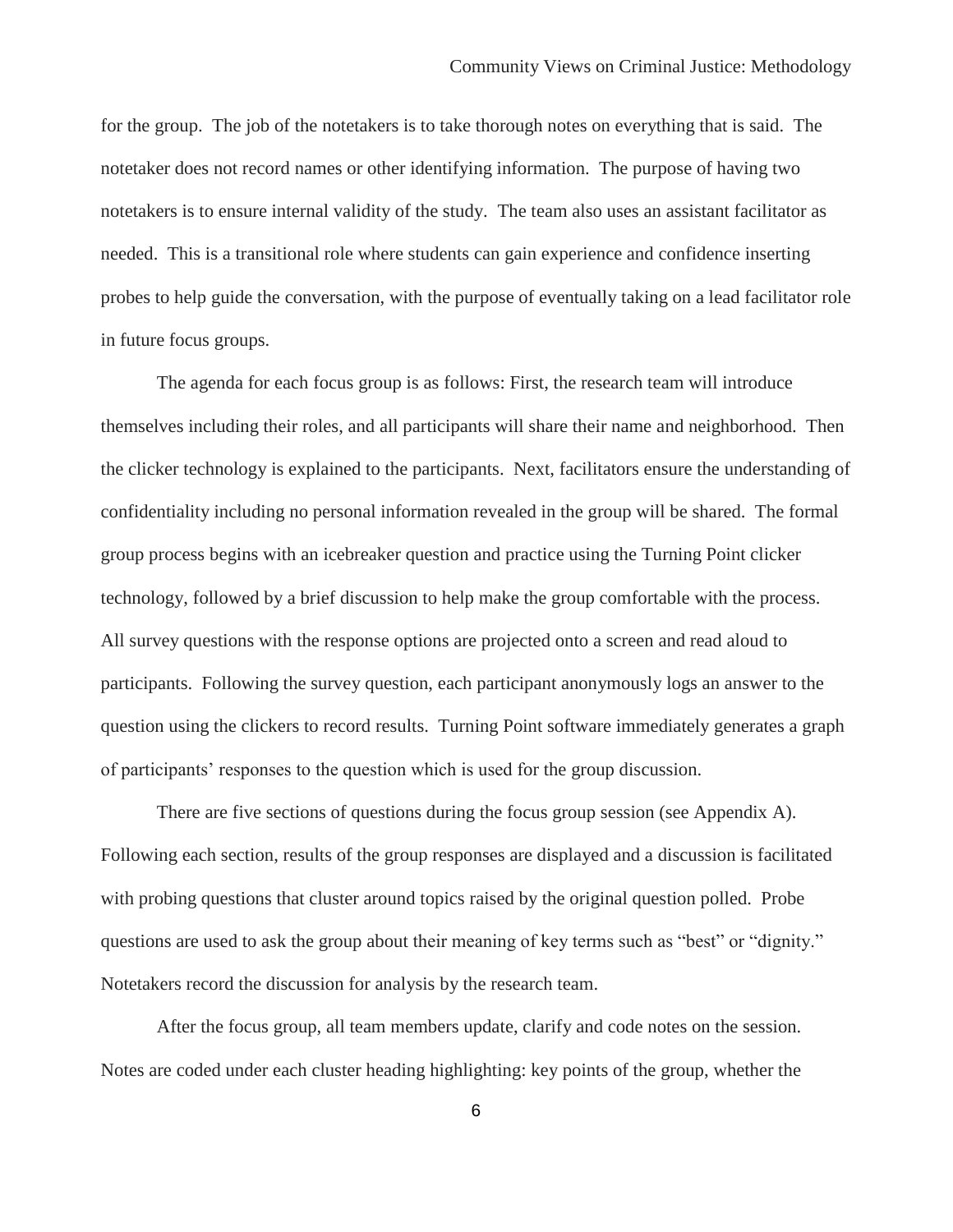for the group. The job of the notetakers is to take thorough notes on everything that is said. The notetaker does not record names or other identifying information. The purpose of having two notetakers is to ensure internal validity of the study. The team also uses an assistant facilitator as needed. This is a transitional role where students can gain experience and confidence inserting probes to help guide the conversation, with the purpose of eventually taking on a lead facilitator role in future focus groups.

The agenda for each focus group is as follows: First, the research team will introduce themselves including their roles, and all participants will share their name and neighborhood. Then the clicker technology is explained to the participants. Next, facilitators ensure the understanding of confidentiality including no personal information revealed in the group will be shared. The formal group process begins with an icebreaker question and practice using the Turning Point clicker technology, followed by a brief discussion to help make the group comfortable with the process. All survey questions with the response options are projected onto a screen and read aloud to participants. Following the survey question, each participant anonymously logs an answer to the question using the clickers to record results. Turning Point software immediately generates a graph of participants' responses to the question which is used for the group discussion.

There are five sections of questions during the focus group session (see Appendix A). Following each section, results of the group responses are displayed and a discussion is facilitated with probing questions that cluster around topics raised by the original question polled. Probe questions are used to ask the group about their meaning of key terms such as "best" or "dignity." Notetakers record the discussion for analysis by the research team.

After the focus group, all team members update, clarify and code notes on the session. Notes are coded under each cluster heading highlighting: key points of the group, whether the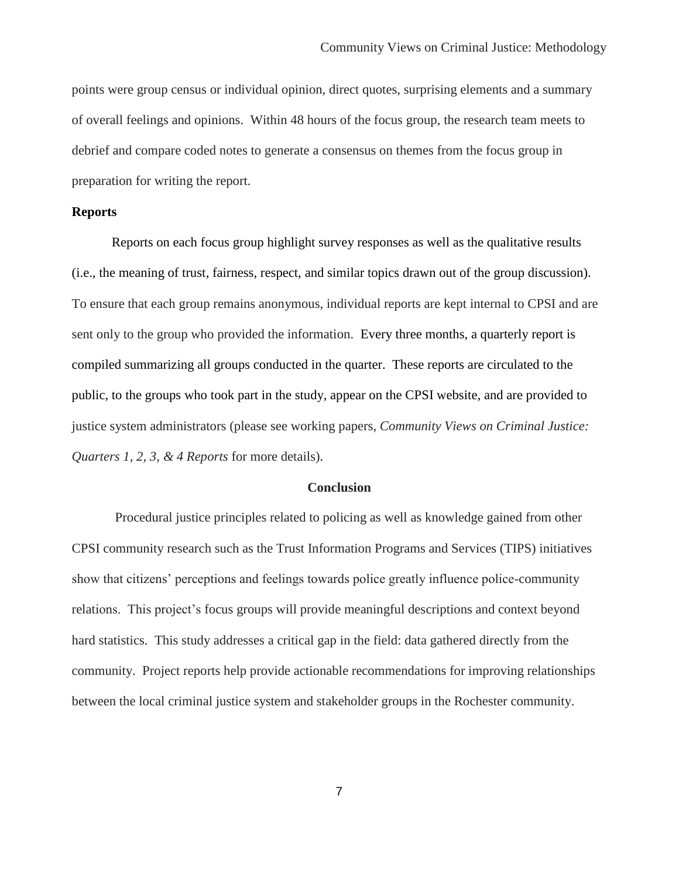points were group census or individual opinion, direct quotes, surprising elements and a summary of overall feelings and opinions. Within 48 hours of the focus group, the research team meets to debrief and compare coded notes to generate a consensus on themes from the focus group in preparation for writing the report.

**Reports**

Reports on each focus group highlight survey responses as well as the qualitative results (i.e., the meaning of trust, fairness, respect, and similar topics drawn out of the group discussion). To ensure that each group remains anonymous, individual reports are kept internal to CPSI and are sent only to the group who provided the information. Every three months, a quarterly report is compiled summarizing all groups conducted in the quarter. These reports are circulated to the public, to the groups who took part in the study, appear on the CPSI website, and are provided to justice system administrators (please see working papers, *Community Views on Criminal Justice: Quarters 1, 2, 3, & 4 Reports* for more details).

## Conclusion

Procedural justice principles related to policing as well as knowledge gained from other CPSI community research such as the Trust Information Programs and Services (TIPS) initiatives show that citizens' perceptions and feelings towards police greatly influence police-community relations. This project's focus groups will provide meaningful descriptions and context beyond hard statistics. This study addresses a critical gap in the field: data gathered directly from the community. Project reports help provide actionable recommendations for improving relationships between the local criminal justice system and stakeholder groups in the Rochester community.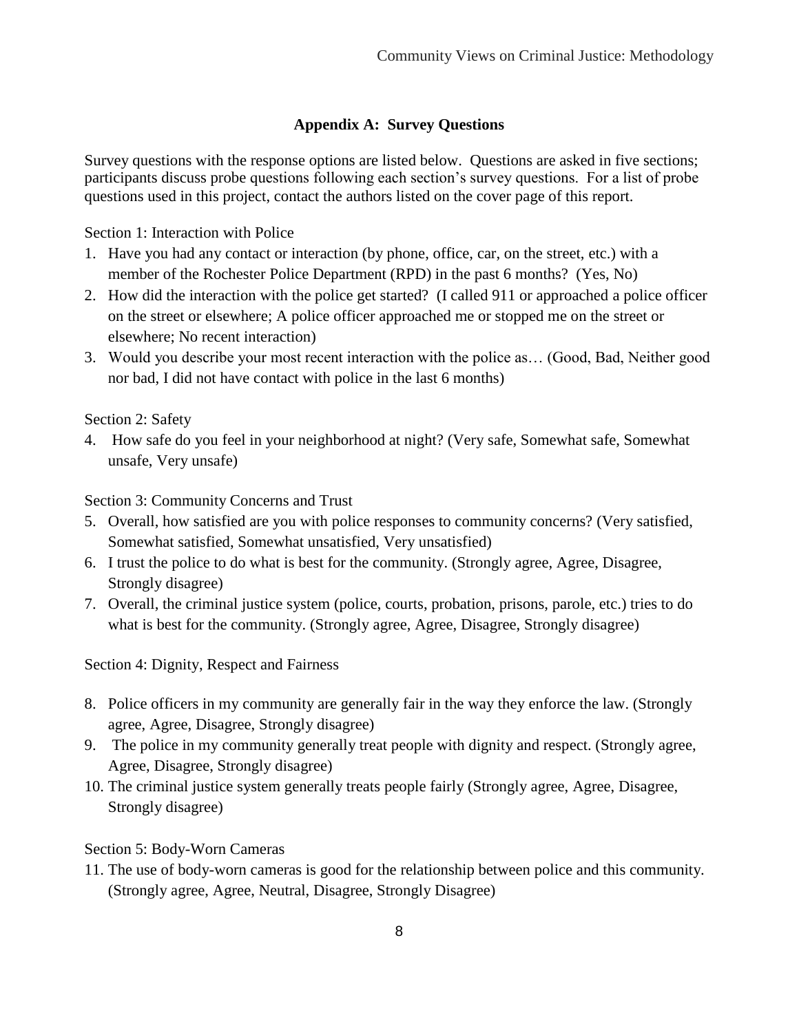## Appendix A: Survey Questions

Survey questions with the response options are listed below. Questions are asked in five sections; participants discuss probe questions following each section's survey questions. For a list of probe questions used in this project, contact the authors listed on the cover page of this report.

Section 1: Interaction with Police

1. Have you had any contact or interaction (by phone, office, car, on the street, etc.) with a member of the Rochester Police Department (RPD) in the past 6 months? (Yes, No)
2. How did the interaction with the police get started? (I called 911 or approached a police officer on the street or elsewhere; A police officer approached me or stopped me on the street or elsewhere; No recent interaction)
3. Would you describe your most recent interaction with the police as… (Good, Bad, Neither good nor bad, I did not have contact with police in the last 6 months)

Section 2: Safety

4. How safe do you feel in your neighborhood at night? (Very safe, Somewhat safe, Somewhat unsafe, Very unsafe)

Section 3: Community Concerns and Trust

5. Overall, how satisfied are you with police responses to community concerns? (Very satisfied, Somewhat satisfied, Somewhat unsatisfied, Very unsatisfied)
6. I trust the police to do what is best for the community. (Strongly agree, Agree, Disagree, Strongly disagree)
7. Overall, the criminal justice system (police, courts, probation, prisons, parole, etc.) tries to do what is best for the community. (Strongly agree, Agree, Disagree, Strongly disagree)

Section 4: Dignity, Respect and Fairness

8. Police officers in my community are generally fair in the way they enforce the law. (Strongly agree, Agree, Disagree, Strongly disagree)
9. The police in my community generally treat people with dignity and respect. (Strongly agree, Agree, Disagree, Strongly disagree)
10. The criminal justice system generally treats people fairly (Strongly agree, Agree, Disagree, Strongly disagree)

Section 5: Body-Worn Cameras

11. The use of body-worn cameras is good for the relationship between police and this community. (Strongly agree, Agree, Neutral, Disagree, Strongly Disagree)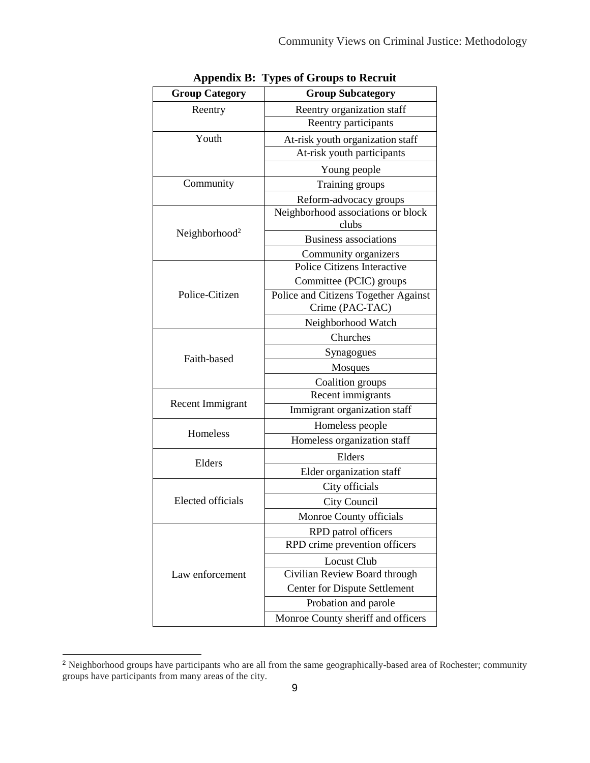## Appendix B: Types of Groups to Recruit

| Group Category | Group Subcategory |
|---|---|
| Reentry | Reentry organization staff |
| | Reentry participants |
| Youth | At-risk youth organization staff |
| | At-risk youth participants |
| | Young people |
| Community | Training groups |
| | Reform-advocacy groups |
| Neighborhood[2] | Neighborhood associations or block clubs |
| | Business associations |
| | Community organizers |
| Police-Citizen | Police Citizens Interactive Committee (PCIC) groups |
| | Police and Citizens Together Against Crime (PAC-TAC) |
| | Neighborhood Watch |
| Faith-based | Churches |
| | Synagogues |
| | Mosques |
| | Coalition groups |
| Recent Immigrant | Recent immigrants |
| | Immigrant organization staff |
| Homeless | Homeless people |
| | Homeless organization staff |
| Elders | Elders |
| | Elder organization staff |
| Elected officials | City officials |
| | City Council |
| | Monroe County officials |
| Law enforcement | RPD patrol officers |
| | RPD crime prevention officers |
| | Locust Club |
| | Civilian Review Board through Center for Dispute Settlement |
| | Probation and parole |
| | Monroe County sheriff and officers |

[2] Neighborhood groups have participants who are all from the same geographically-based area of Rochester; community groups have participants from many areas of the city.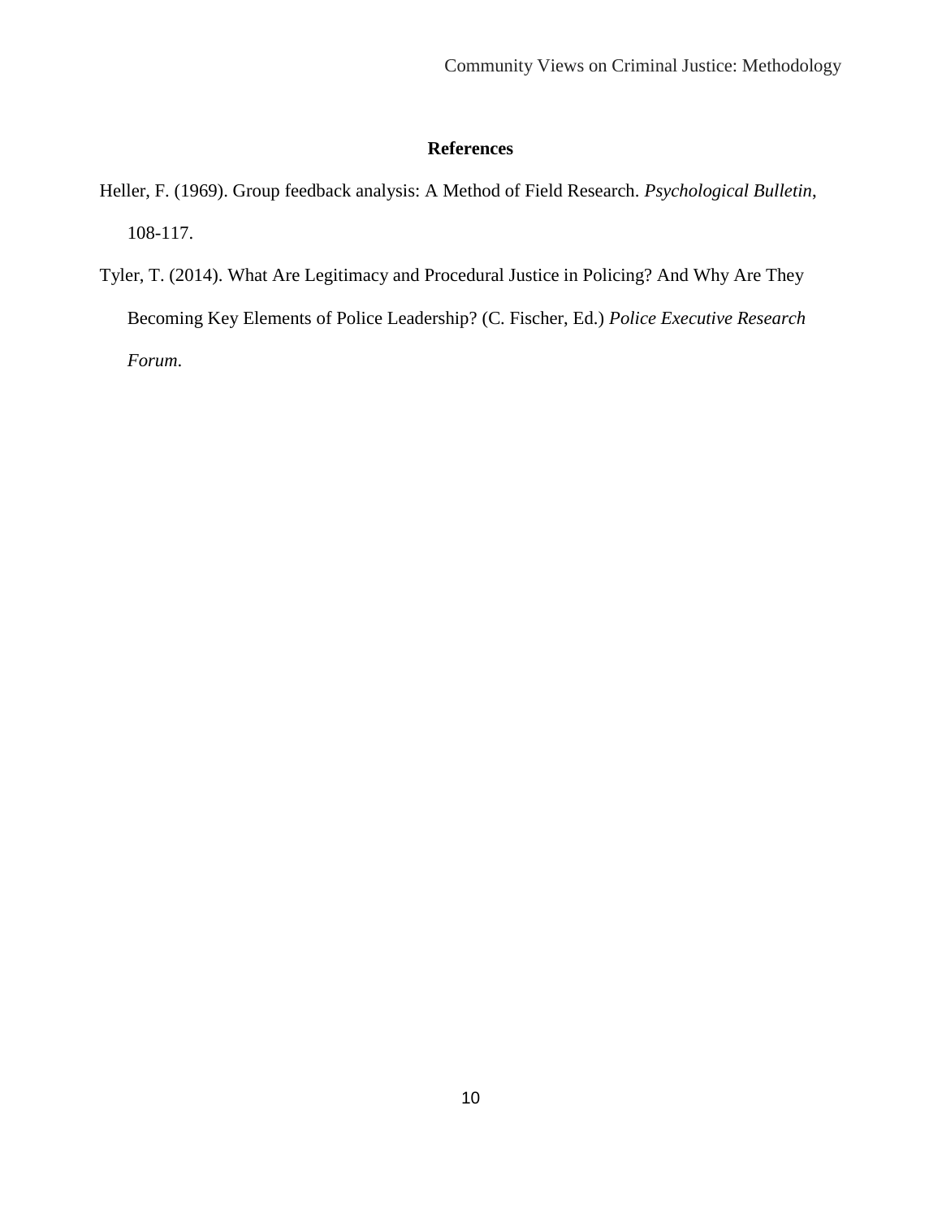# References

Heller, F. (1969). Group feedback analysis: A Method of Field Research. *Psychological Bulletin*, 108-117.

Tyler, T. (2014). What Are Legitimacy and Procedural Justice in Policing? And Why Are They Becoming Key Elements of Police Leadership? (C. Fischer, Ed.) *Police Executive Research Forum*.